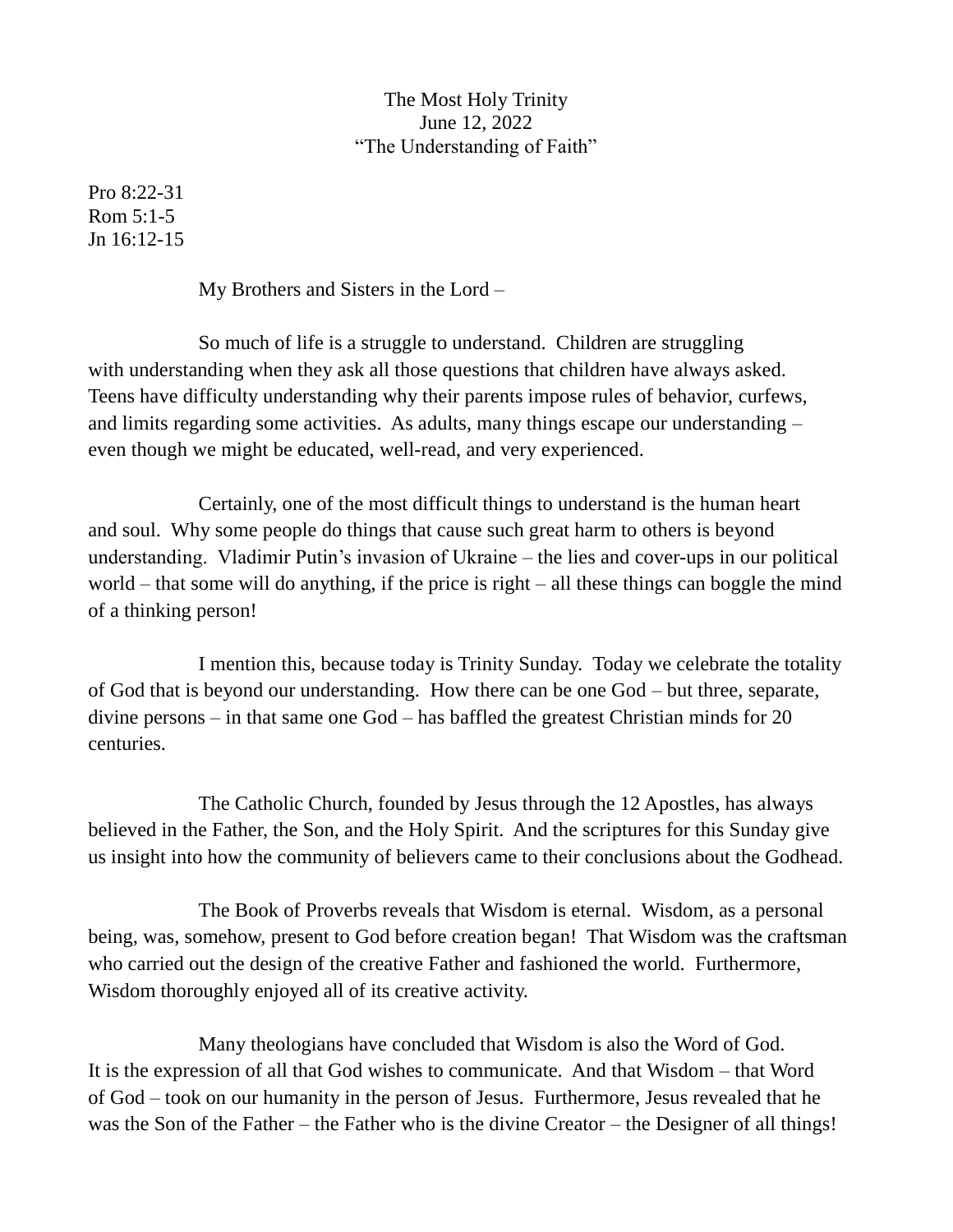The Most Holy Trinity
June 12, 2022
"The Understanding of Faith"

Pro 8:22-31
Rom 5:1-5
Jn 16:12-15

My Brothers and Sisters in the Lord –

So much of life is a struggle to understand. Children are struggling with understanding when they ask all those questions that children have always asked. Teens have difficulty understanding why their parents impose rules of behavior, curfews, and limits regarding some activities. As adults, many things escape our understanding – even though we might be educated, well-read, and very experienced.

Certainly, one of the most difficult things to understand is the human heart and soul. Why some people do things that cause such great harm to others is beyond understanding. Vladimir Putin's invasion of Ukraine – the lies and cover-ups in our political world – that some will do anything, if the price is right – all these things can boggle the mind of a thinking person!

I mention this, because today is Trinity Sunday. Today we celebrate the totality of God that is beyond our understanding. How there can be one God – but three, separate, divine persons – in that same one God – has baffled the greatest Christian minds for 20 centuries.

The Catholic Church, founded by Jesus through the 12 Apostles, has always believed in the Father, the Son, and the Holy Spirit. And the scriptures for this Sunday give us insight into how the community of believers came to their conclusions about the Godhead.

The Book of Proverbs reveals that Wisdom is eternal. Wisdom, as a personal being, was, somehow, present to God before creation began! That Wisdom was the craftsman who carried out the design of the creative Father and fashioned the world. Furthermore, Wisdom thoroughly enjoyed all of its creative activity.

Many theologians have concluded that Wisdom is also the Word of God. It is the expression of all that God wishes to communicate. And that Wisdom – that Word of God – took on our humanity in the person of Jesus. Furthermore, Jesus revealed that he was the Son of the Father – the Father who is the divine Creator – the Designer of all things!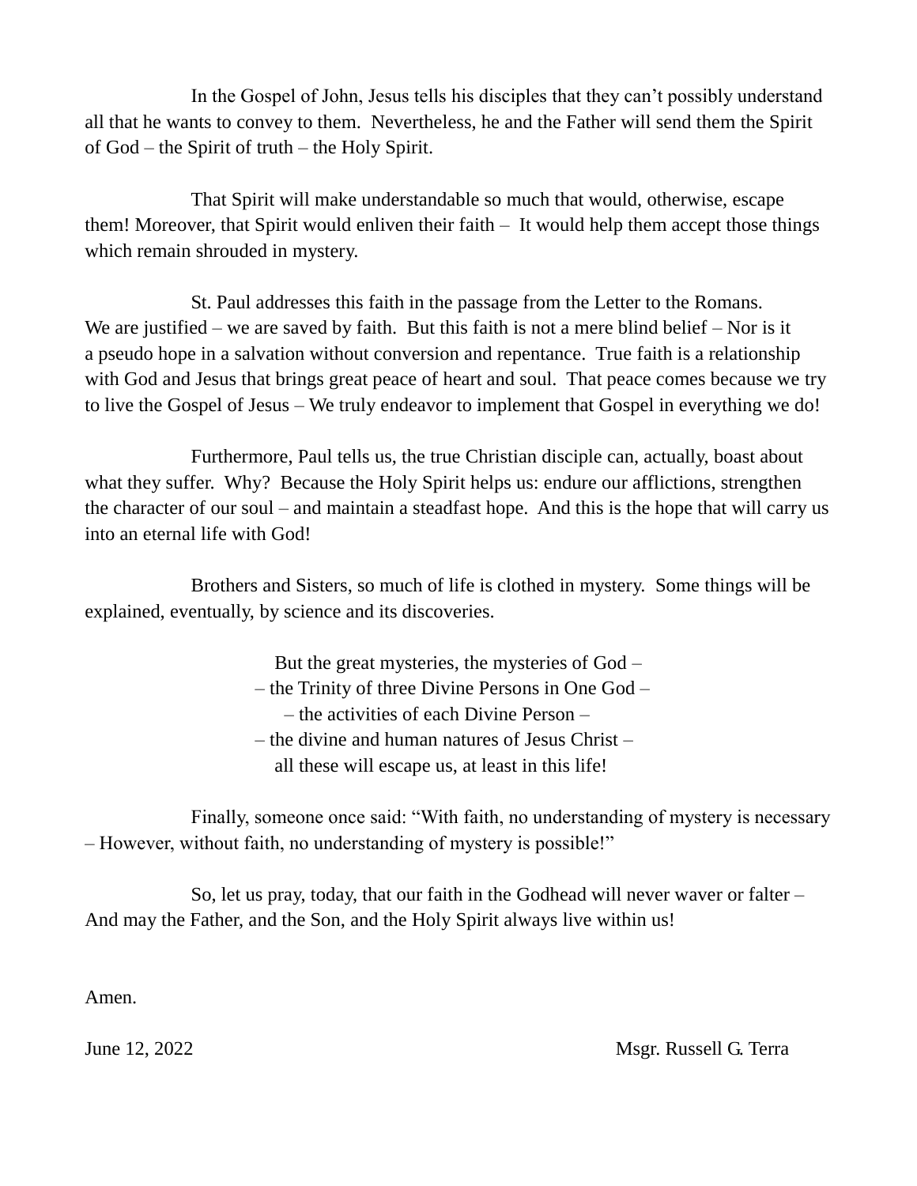In the Gospel of John, Jesus tells his disciples that they can't possibly understand all that he wants to convey to them.  Nevertheless, he and the Father will send them the Spirit of God – the Spirit of truth – the Holy Spirit.

That Spirit will make understandable so much that would, otherwise, escape them! Moreover, that Spirit would enliven their faith –  It would help them accept those things which remain shrouded in mystery.

St. Paul addresses this faith in the passage from the Letter to the Romans. We are justified – we are saved by faith.  But this faith is not a mere blind belief – Nor is it a pseudo hope in a salvation without conversion and repentance.  True faith is a relationship with God and Jesus that brings great peace of heart and soul.  That peace comes because we try to live the Gospel of Jesus – We truly endeavor to implement that Gospel in everything we do!

Furthermore, Paul tells us, the true Christian disciple can, actually, boast about what they suffer.  Why?  Because the Holy Spirit helps us: endure our afflictions, strengthen the character of our soul – and maintain a steadfast hope.  And this is the hope that will carry us into an eternal life with God!

Brothers and Sisters, so much of life is clothed in mystery.  Some things will be explained, eventually, by science and its discoveries.

But the great mysteries, the mysteries of God –  
– the Trinity of three Divine Persons in One God –  
– the activities of each Divine Person –  
– the divine and human natures of Jesus Christ –  
all these will escape us, at least in this life!

Finally, someone once said: "With faith, no understanding of mystery is necessary – However, without faith, no understanding of mystery is possible!"

So, let us pray, today, that our faith in the Godhead will never waver or falter – And may the Father, and the Son, and the Holy Spirit always live within us!

Amen.

June 12, 2022 Msgr. Russell G. Terra